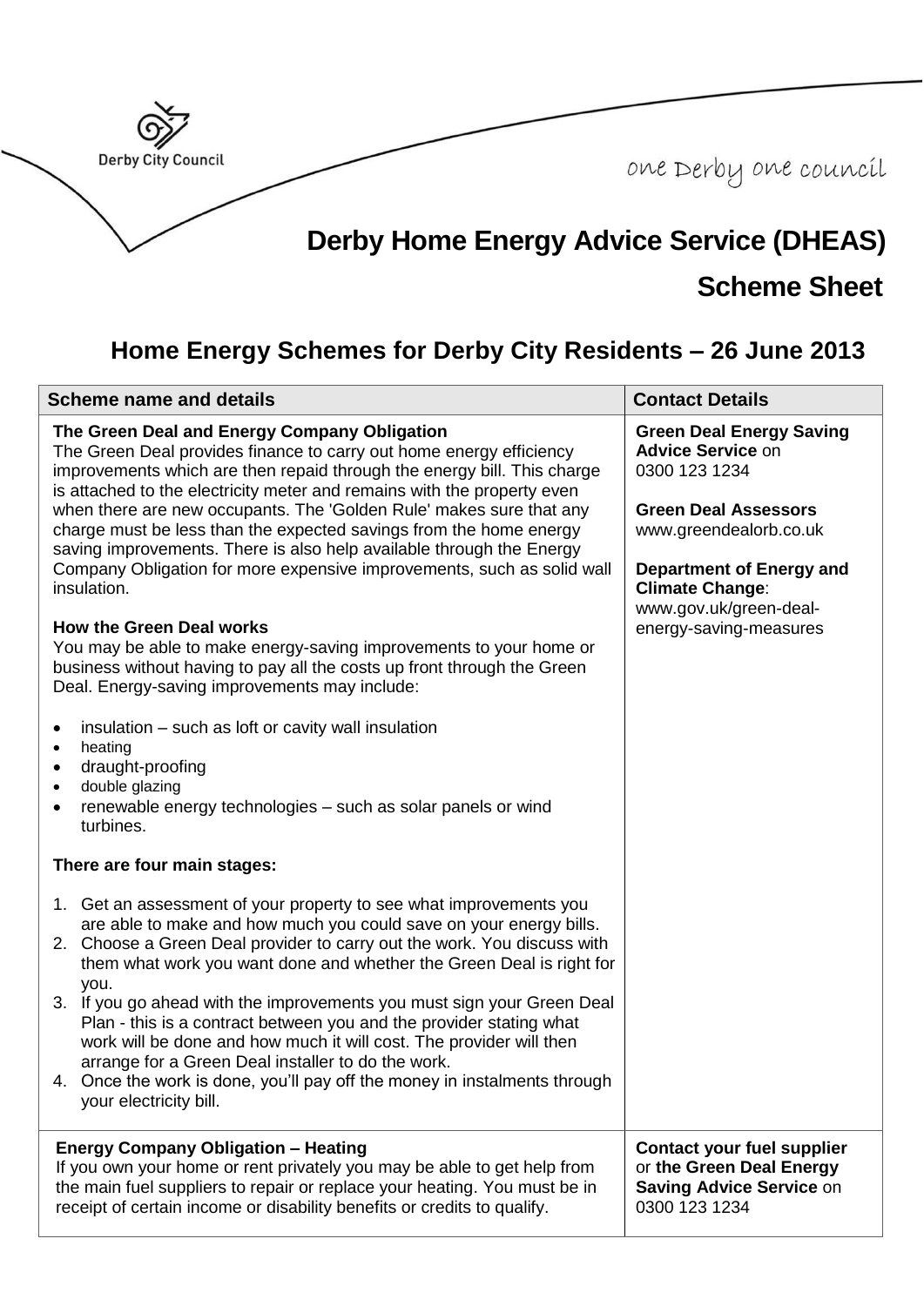Derby City Council

one Derby one council

# Derby Home Energy Advice Service (DHEAS)

## Scheme Sheet

## Home Energy Schemes for Derby City Residents – 26 June 2013

| Scheme name and details | Contact Details |
|---|---|
| **The Green Deal and Energy Company Obligation**<br>The Green Deal provides finance to carry out home energy efficiency improvements which are then repaid through the energy bill. This charge is attached to the electricity meter and remains with the property even when there are new occupants. The 'Golden Rule' makes sure that any charge must be less than the expected savings from the home energy saving improvements. There is also help available through the Energy Company Obligation for more expensive improvements, such as solid wall insulation.<br><br>**How the Green Deal works**<br>You may be able to make energy-saving improvements to your home or business without having to pay all the costs up front through the Green Deal. Energy-saving improvements may include:<br><br>• insulation – such as loft or cavity wall insulation<br>• heating<br>• draught-proofing<br>• double glazing<br>• renewable energy technologies – such as solar panels or wind turbines.<br><br>**There are four main stages:**<br><br>1. Get an assessment of your property to see what improvements you are able to make and how much you could save on your energy bills.<br>2. Choose a Green Deal provider to carry out the work. You discuss with them what work you want done and whether the Green Deal is right for you.<br>3. If you go ahead with the improvements you must sign your Green Deal Plan - this is a contract between you and the provider stating what work will be done and how much it will cost. The provider will then arrange for a Green Deal installer to do the work.<br>4. Once the work is done, you'll pay off the money in instalments through your electricity bill. | **Green Deal Energy Saving Advice Service** on 0300 123 1234<br><br>**Green Deal Assessors**<br>www.greendealorb.co.uk<br><br>**Department of Energy and Climate Change**:<br>www.gov.uk/green-deal-energy-saving-measures |
| **Energy Company Obligation – Heating**<br>If you own your home or rent privately you may be able to get help from the main fuel suppliers to repair or replace your heating. You must be in receipt of certain income or disability benefits or credits to qualify. | **Contact your fuel supplier** or **the Green Deal Energy Saving Advice Service** on 0300 123 1234 |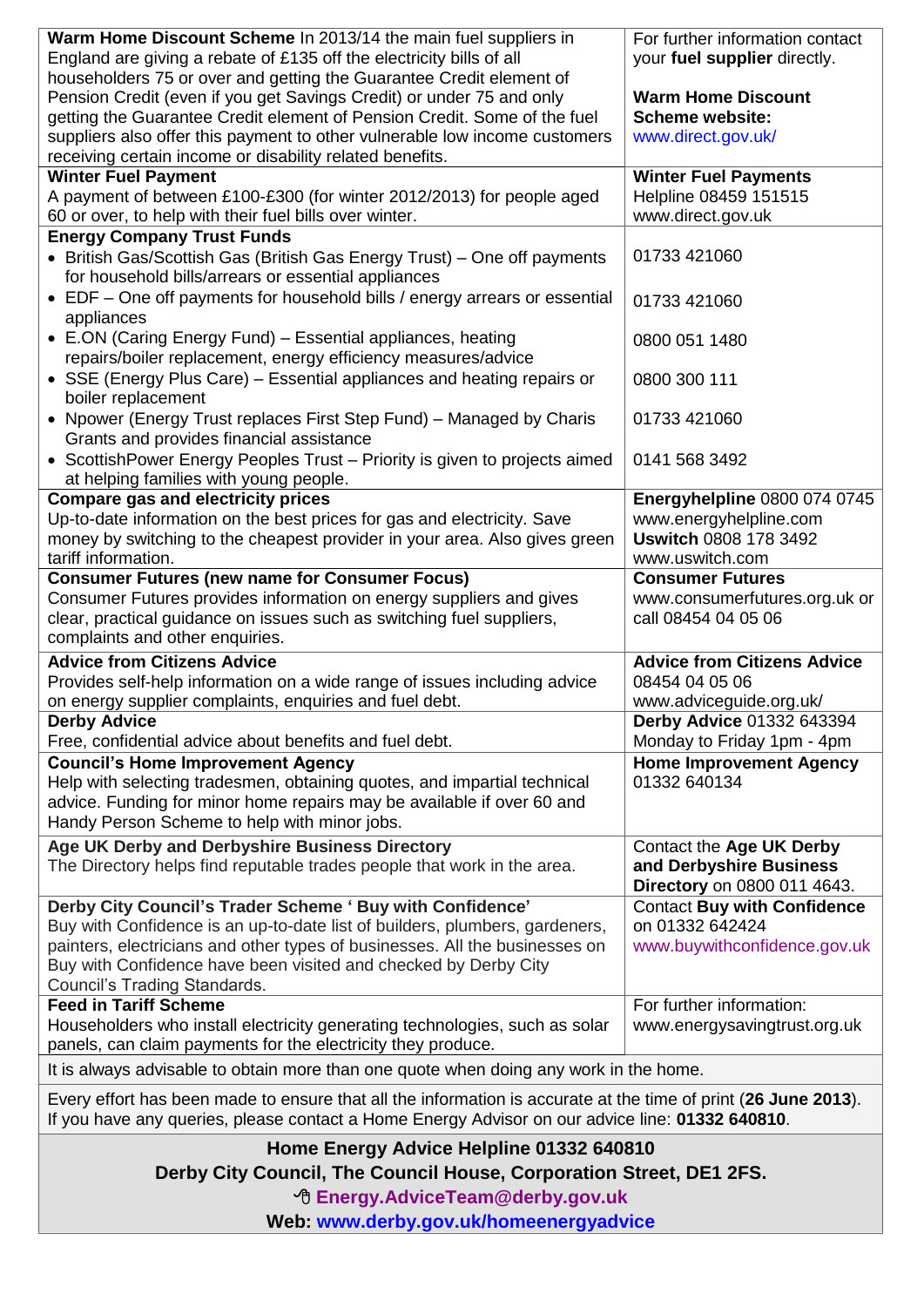| | |
|---|---|
| **Warm Home Discount Scheme** In 2013/14 the main fuel suppliers in England are giving a rebate of £135 off the electricity bills of all householders 75 or over and getting the Guarantee Credit element of Pension Credit (even if you get Savings Credit) or under 75 and only getting the Guarantee Credit element of Pension Credit. Some of the fuel suppliers also offer this payment to other vulnerable low income customers receiving certain income or disability related benefits. | For further information contact your **fuel supplier** directly.<br><br>**Warm Home Discount Scheme website:** www.direct.gov.uk/ |
| **Winter Fuel Payment**<br>A payment of between £100-£300 (for winter 2012/2013) for people aged 60 or over, to help with their fuel bills over winter. | **Winter Fuel Payments** Helpline 08459 151515 www.direct.gov.uk |
| **Energy Company Trust Funds** | |
| • British Gas/Scottish Gas (British Gas Energy Trust) – One off payments for household bills/arrears or essential appliances | 01733 421060 |
| • EDF – One off payments for household bills / energy arrears or essential appliances | 01733 421060 |
| • E.ON (Caring Energy Fund) – Essential appliances, heating repairs/boiler replacement, energy efficiency measures/advice | 0800 051 1480 |
| • SSE (Energy Plus Care) – Essential appliances and heating repairs or boiler replacement | 0800 300 111 |
| • Npower (Energy Trust replaces First Step Fund) – Managed by Charis Grants and provides financial assistance | 01733 421060 |
| • ScottishPower Energy Peoples Trust – Priority is given to projects aimed at helping families with young people. | 0141 568 3492 |
| **Compare gas and electricity prices**<br>Up-to-date information on the best prices for gas and electricity. Save money by switching to the cheapest provider in your area. Also gives green tariff information. | **Energyhelpline** 0800 074 0745 www.energyhelpline.com<br>**Uswitch** 0808 178 3492 www.uswitch.com |
| **Consumer Futures (new name for Consumer Focus)**<br>Consumer Futures provides information on energy suppliers and gives clear, practical guidance on issues such as switching fuel suppliers, complaints and other enquiries. | **Consumer Futures** www.consumerfutures.org.uk or call 08454 04 05 06 |
| **Advice from Citizens Advice**<br>Provides self-help information on a wide range of issues including advice on energy supplier complaints, enquiries and fuel debt. | **Advice from Citizens Advice** 08454 04 05 06 www.adviceguide.org.uk/ |
| **Derby Advice**<br>Free, confidential advice about benefits and fuel debt. | **Derby Advice** 01332 643394 Monday to Friday 1pm - 4pm |
| **Council's Home Improvement Agency**<br>Help with selecting tradesmen, obtaining quotes, and impartial technical advice. Funding for minor home repairs may be available if over 60 and Handy Person Scheme to help with minor jobs. | **Home Improvement Agency** 01332 640134 |
| **Age UK Derby and Derbyshire Business Directory**<br>The Directory helps find reputable trades people that work in the area. | Contact the **Age UK Derby and Derbyshire Business Directory** on 0800 011 4643. |
| **Derby City Council's Trader Scheme ' Buy with Confidence'**<br>Buy with Confidence is an up-to-date list of builders, plumbers, gardeners, painters, electricians and other types of businesses. All the businesses on Buy with Confidence have been visited and checked by Derby City Council's Trading Standards. | Contact **Buy with Confidence** on 01332 642424 www.buywithconfidence.gov.uk |
| **Feed in Tariff Scheme**<br>Householders who install electricity generating technologies, such as solar panels, can claim payments for the electricity they produce. | For further information: www.energysavingtrust.org.uk |

It is always advisable to obtain more than one quote when doing any work in the home.

Every effort has been made to ensure that all the information is accurate at the time of print (**26 June 2013**). If you have any queries, please contact a Home Energy Advisor on our advice line: **01332 640810**.

**Home Energy Advice Helpline 01332 640810**
**Derby City Council, The Council House, Corporation Street, DE1 2FS.**
**Energy.AdviceTeam@derby.gov.uk**
**Web: www.derby.gov.uk/homeenergyadvice**